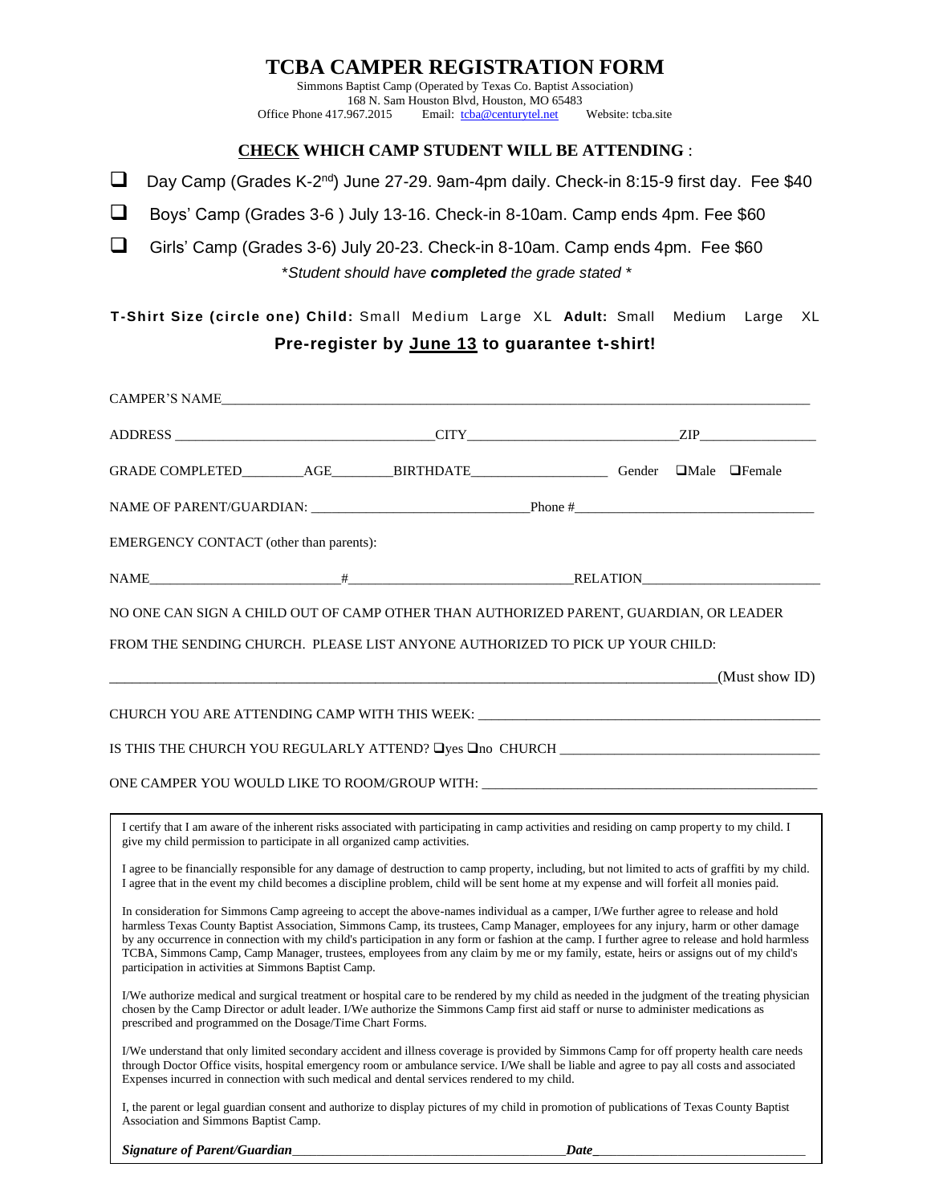# TCBA CAMPER REGISTRATION FORM

Simmons Baptist Camp (Operated by Texas Co. Baptist Association)
168 N. Sam Houston Blvd, Houston, MO 65483
Office Phone 417.967.2015 Email: tcba@centurytel.net Website: tcba.site

## CHECK WHICH CAMP STUDENT WILL BE ATTENDING :

- ☐ Day Camp (Grades K-2nd) June 27-29. 9am-4pm daily. Check-in 8:15-9 first day. Fee $40
- ☐ Boys' Camp (Grades 3-6 ) July 13-16. Check-in 8-10am. Camp ends 4pm. Fee $60
- ☐ Girls' Camp (Grades 3-6) July 20-23. Check-in 8-10am. Camp ends 4pm. Fee $60

*\*Student should have **completed** the grade stated \**

**T-Shirt Size (circle one) Child:** Small Medium Large XL **Adult:** Small Medium Large XL

**Pre-register by June 13 to guarantee t-shirt!**

CAMPER'S NAME_______________________________________________

ADDRESS ____________________________CITY_______________________ZIP______________

GRADE COMPLETED________AGE________BIRTHDATE__________________ Gender ☐Male ☐Female

NAME OF PARENT/GUARDIAN: ____________________________Phone #______________________________

EMERGENCY CONTACT (other than parents):

NAME________________________#____________________________RELATION______________________

NO ONE CAN SIGN A CHILD OUT OF CAMP OTHER THAN AUTHORIZED PARENT, GUARDIAN, OR LEADER FROM THE SENDING CHURCH. PLEASE LIST ANYONE AUTHORIZED TO PICK UP YOUR CHILD:

____________________________________________________________________(Must show ID)

CHURCH YOU ARE ATTENDING CAMP WITH THIS WEEK: ___________________________________________

IS THIS THE CHURCH YOU REGULARLY ATTEND? ☐yes ☐no CHURCH ______________________________

ONE CAMPER YOU WOULD LIKE TO ROOM/GROUP WITH: ____________________________________________

I certify that I am aware of the inherent risks associated with participating in camp activities and residing on camp property to my child. I give my child permission to participate in all organized camp activities.

I agree to be financially responsible for any damage of destruction to camp property, including, but not limited to acts of graffiti by my child. I agree that in the event my child becomes a discipline problem, child will be sent home at my expense and will forfeit all monies paid.

In consideration for Simmons Camp agreeing to accept the above-names individual as a camper, I/We further agree to release and hold harmless Texas County Baptist Association, Simmons Camp, its trustees, Camp Manager, employees for any injury, harm or other damage by any occurrence in connection with my child's participation in any form or fashion at the camp. I further agree to release and hold harmless TCBA, Simmons Camp, Camp Manager, trustees, employees from any claim by me or my family, estate, heirs or assigns out of my child's participation in activities at Simmons Baptist Camp.

I/We authorize medical and surgical treatment or hospital care to be rendered by my child as needed in the judgment of the treating physician chosen by the Camp Director or adult leader. I/We authorize the Simmons Camp first aid staff or nurse to administer medications as prescribed and programmed on the Dosage/Time Chart Forms.

I/We understand that only limited secondary accident and illness coverage is provided by Simmons Camp for off property health care needs through Doctor Office visits, hospital emergency room or ambulance service. I/We shall be liable and agree to pay all costs and associated Expenses incurred in connection with such medical and dental services rendered to my child.

I, the parent or legal guardian consent and authorize to display pictures of my child in promotion of publications of Texas County Baptist Association and Simmons Baptist Camp.

***Signature of Parent/Guardian***________________________________________***Date***______________________________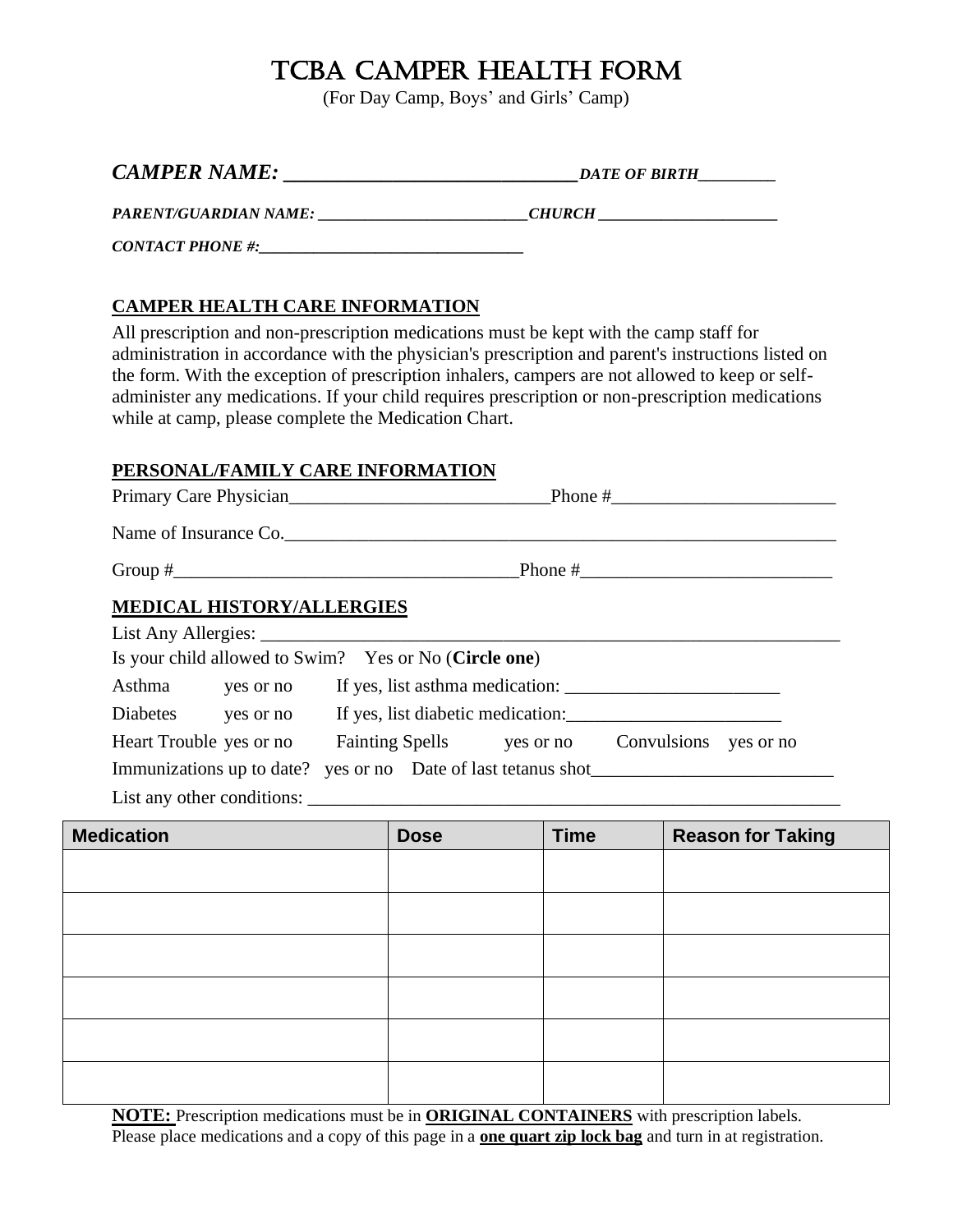# TCBA CAMPER HEALTH FORM

(For Day Camp, Boys' and Girls' Camp)

***CAMPER NAME:*** ____________________________ ***DATE OF BIRTH*** _________

***PARENT/GUARDIAN NAME:*** __________________________ ***CHURCH*** ______________________

***CONTACT PHONE #:*** ________________________________

**CAMPER HEALTH CARE INFORMATION**

All prescription and non-prescription medications must be kept with the camp staff for administration in accordance with the physician's prescription and parent's instructions listed on the form. With the exception of prescription inhalers, campers are not allowed to keep or self-administer any medications. If your child requires prescription or non-prescription medications while at camp, please complete the Medication Chart.

**PERSONAL/FAMILY CARE INFORMATION**

Primary Care Physician____________________________Phone #_________________________

Name of Insurance Co.______________________________________________________________

Group #_____________________________________Phone #___________________________

**MEDICAL HISTORY/ALLERGIES**

List Any Allergies: _______________________________________________________________

Is your child allowed to Swim? Yes or No (**Circle one**)

Asthma yes or no If yes, list asthma medication: _______________________

Diabetes yes or no If yes, list diabetic medication:_______________________

Heart Trouble yes or no Fainting Spells yes or no Convulsions yes or no

Immunizations up to date? yes or no Date of last tetanus shot__________________________

List any other conditions: ___________________________________________________________

| Medication | Dose | Time | Reason for Taking |
|---|---|---|---|
| | | | |
| | | | |
| | | | |
| | | | |
| | | | |
| | | | |

**NOTE:** Prescription medications must be in **ORIGINAL CONTAINERS** with prescription labels. Please place medications and a copy of this page in a **one quart zip lock bag** and turn in at registration.